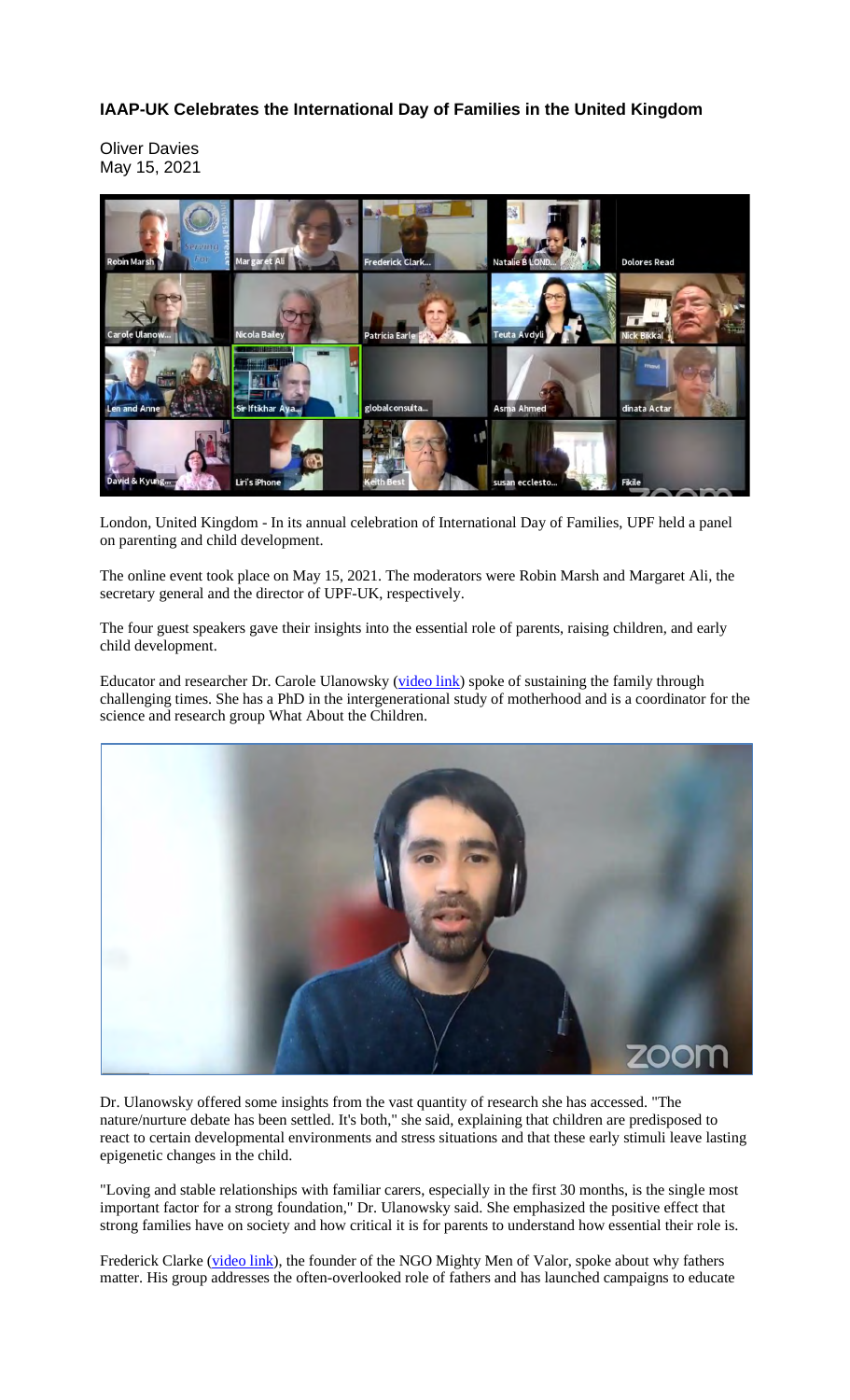### IAAP-UK Celebrates the International Day of Families in the United Kingdom

Oliver Davies
May 15, 2021

London, United Kingdom - In its annual celebration of International Day of Families, UPF held a panel on parenting and child development.

The online event took place on May 15, 2021. The moderators were Robin Marsh and Margaret Ali, the secretary general and the director of UPF-UK, respectively.

The four guest speakers gave their insights into the essential role of parents, raising children, and early child development.

Educator and researcher Dr. Carole Ulanowsky (video link) spoke of sustaining the family through challenging times. She has a PhD in the intergenerational study of motherhood and is a coordinator for the science and research group What About the Children.

Dr. Ulanowsky offered some insights from the vast quantity of research she has accessed. "The nature/nurture debate has been settled. It's both," she said, explaining that children are predisposed to react to certain developmental environments and stress situations and that these early stimuli leave lasting epigenetic changes in the child.

"Loving and stable relationships with familiar carers, especially in the first 30 months, is the single most important factor for a strong foundation," Dr. Ulanowsky said. She emphasized the positive effect that strong families have on society and how critical it is for parents to understand how essential their role is.

Frederick Clarke (video link), the founder of the NGO Mighty Men of Valor, spoke about why fathers matter. His group addresses the often-overlooked role of fathers and has launched campaigns to educate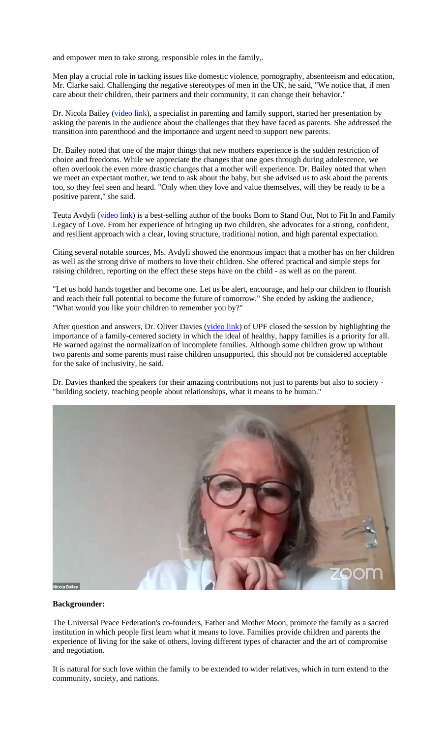and empower men to take strong, responsible roles in the family,.

Men play a crucial role in tacking issues like domestic violence, pornography, absenteeism and education, Mr. Clarke said. Challenging the negative stereotypes of men in the UK, he said, "We notice that, if men care about their children, their partners and their community, it can change their behavior."

Dr. Nicola Bailey (video link), a specialist in parenting and family support, started her presentation by asking the parents in the audience about the challenges that they have faced as parents. She addressed the transition into parenthood and the importance and urgent need to support new parents.

Dr. Bailey noted that one of the major things that new mothers experience is the sudden restriction of choice and freedoms. While we appreciate the changes that one goes through during adolescence, we often overlook the even more drastic changes that a mother will experience. Dr. Bailey noted that when we meet an expectant mother, we tend to ask about the baby, but she advised us to ask about the parents too, so they feel seen and heard. "Only when they love and value themselves, will they be ready to be a positive parent," she said.

Teuta Avdyli (video link) is a best-selling author of the books Born to Stand Out, Not to Fit In and Family Legacy of Love. From her experience of bringing up two children, she advocates for a strong, confident, and resilient approach with a clear, loving structure, traditional notion, and high parental expectation.

Citing several notable sources, Ms. Avdyli showed the enormous impact that a mother has on her children as well as the strong drive of mothers to love their children. She offered practical and simple steps for raising children, reporting on the effect these steps have on the child - as well as on the parent.

"Let us hold hands together and become one. Let us be alert, encourage, and help our children to flourish and reach their full potential to become the future of tomorrow." She ended by asking the audience, "What would you like your children to remember you by?"

After question and answers, Dr. Oliver Davies (video link) of UPF closed the session by highlighting the importance of a family-centered society in which the ideal of healthy, happy families is a priority for all. He warned against the normalization of incomplete families. Although some children grow up without two parents and some parents must raise children unsupported, this should not be considered acceptable for the sake of inclusivity, he said.

Dr. Davies thanked the speakers for their amazing contributions not just to parents but also to society - "building society, teaching people about relationships, what it means to be human."

**Backgrounder:**

The Universal Peace Federation's co-founders, Father and Mother Moon, promote the family as a sacred institution in which people first learn what it means to love. Families provide children and parents the experience of living for the sake of others, loving different types of character and the art of compromise and negotiation.

It is natural for such love within the family to be extended to wider relatives, which in turn extend to the community, society, and nations.